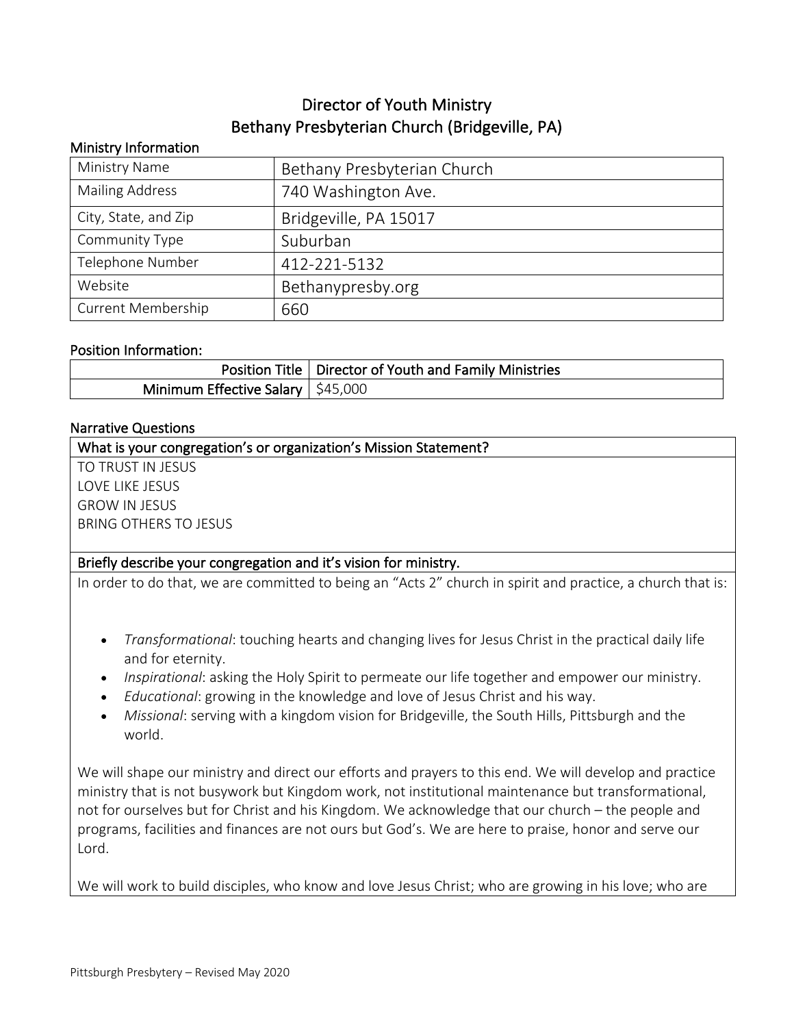# Director of Youth Ministry
# Bethany Presbyterian Church (Bridgeville, PA)

### Ministry Information

| Ministry Name | Bethany Presbyterian Church |
|---|---|
| Mailing Address | 740 Washington Ave. |
| City, State, and Zip | Bridgeville, PA 15017 |
| Community Type | Suburban |
| Telephone Number | 412-221-5132 |
| Website | Bethanypresby.org |
| Current Membership | 660 |

### Position Information:

| Position Title | Director of Youth and Family Ministries |
|---|---|
| Minimum Effective Salary | $45,000 |

### Narrative Questions

**What is your congregation's or organization's Mission Statement?**

TO TRUST IN JESUS
LOVE LIKE JESUS
GROW IN JESUS
BRING OTHERS TO JESUS

**Briefly describe your congregation and it's vision for ministry.**

In order to do that, we are committed to being an "Acts 2" church in spirit and practice, a church that is:

- *Transformational*: touching hearts and changing lives for Jesus Christ in the practical daily life and for eternity.
- *Inspirational*: asking the Holy Spirit to permeate our life together and empower our ministry.
- *Educational*: growing in the knowledge and love of Jesus Christ and his way.
- *Missional*: serving with a kingdom vision for Bridgeville, the South Hills, Pittsburgh and the world.

We will shape our ministry and direct our efforts and prayers to this end. We will develop and practice ministry that is not busywork but Kingdom work, not institutional maintenance but transformational, not for ourselves but for Christ and his Kingdom. We acknowledge that our church – the people and programs, facilities and finances are not ours but God's. We are here to praise, honor and serve our Lord.

We will work to build disciples, who know and love Jesus Christ; who are growing in his love; who are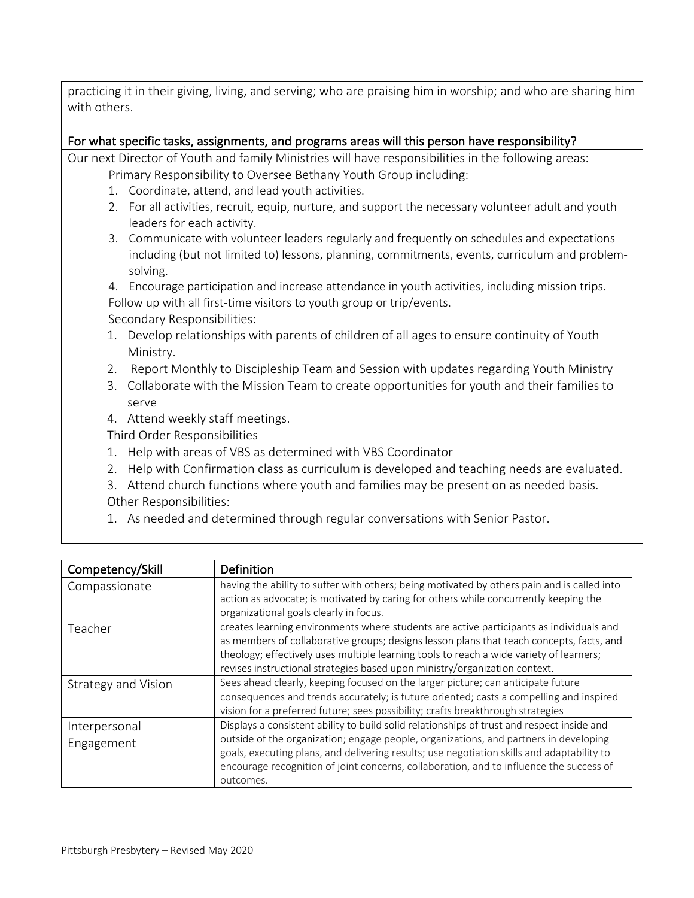practicing it in their giving, living, and serving; who are praising him in worship; and who are sharing him with others.

**For what specific tasks, assignments, and programs areas will this person have responsibility?**

Our next Director of Youth and family Ministries will have responsibilities in the following areas:

Primary Responsibility to Oversee Bethany Youth Group including:

1. Coordinate, attend, and lead youth activities.
2. For all activities, recruit, equip, nurture, and support the necessary volunteer adult and youth leaders for each activity.
3. Communicate with volunteer leaders regularly and frequently on schedules and expectations including (but not limited to) lessons, planning, commitments, events, curriculum and problem-solving.
4. Encourage participation and increase attendance in youth activities, including mission trips. Follow up with all first-time visitors to youth group or trip/events.

Secondary Responsibilities:

1. Develop relationships with parents of children of all ages to ensure continuity of Youth Ministry.
2. Report Monthly to Discipleship Team and Session with updates regarding Youth Ministry
3. Collaborate with the Mission Team to create opportunities for youth and their families to serve
4. Attend weekly staff meetings.

Third Order Responsibilities

1. Help with areas of VBS as determined with VBS Coordinator
2. Help with Confirmation class as curriculum is developed and teaching needs are evaluated.
3. Attend church functions where youth and families may be present on as needed basis.

Other Responsibilities:

1. As needed and determined through regular conversations with Senior Pastor.

| Competency/Skill | Definition |
|---|---|
| Compassionate | having the ability to suffer with others; being motivated by others pain and is called into action as advocate; is motivated by caring for others while concurrently keeping the organizational goals clearly in focus. |
| Teacher | creates learning environments where students are active participants as individuals and as members of collaborative groups; designs lesson plans that teach concepts, facts, and theology; effectively uses multiple learning tools to reach a wide variety of learners; revises instructional strategies based upon ministry/organization context. |
| Strategy and Vision | Sees ahead clearly, keeping focused on the larger picture; can anticipate future consequences and trends accurately; is future oriented; casts a compelling and inspired vision for a preferred future; sees possibility; crafts breakthrough strategies |
| Interpersonal Engagement | Displays a consistent ability to build solid relationships of trust and respect inside and outside of the organization; engage people, organizations, and partners in developing goals, executing plans, and delivering results; use negotiation skills and adaptability to encourage recognition of joint concerns, collaboration, and to influence the success of outcomes. |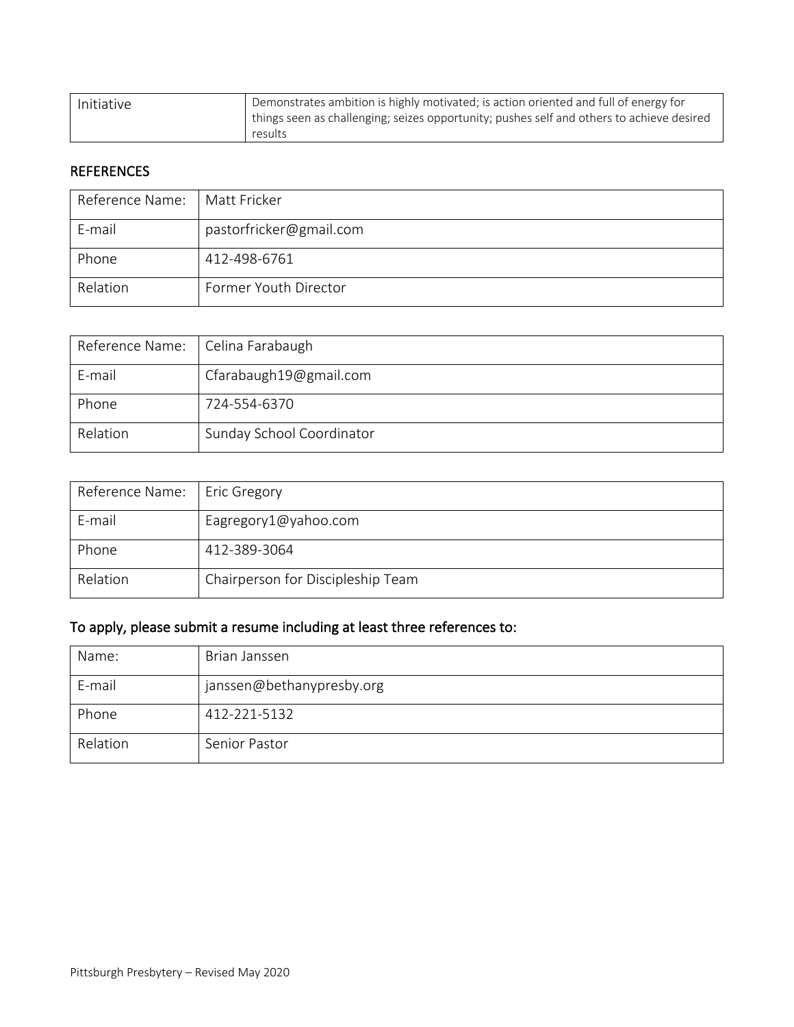| | |
|---|---|
| Initiative | Demonstrates ambition is highly motivated; is action oriented and full of energy for things seen as challenging; seizes opportunity; pushes self and others to achieve desired results |

## REFERENCES

| | |
|---|---|
| Reference Name: | Matt Fricker |
| E-mail | pastorfricker@gmail.com |
| Phone | 412-498-6761 |
| Relation | Former Youth Director |

| | |
|---|---|
| Reference Name: | Celina Farabaugh |
| E-mail | Cfarabaugh19@gmail.com |
| Phone | 724-554-6370 |
| Relation | Sunday School Coordinator |

| | |
|---|---|
| Reference Name: | Eric Gregory |
| E-mail | Eagregory1@yahoo.com |
| Phone | 412-389-3064 |
| Relation | Chairperson for Discipleship Team |

## To apply, please submit a resume including at least three references to:

| | |
|---|---|
| Name: | Brian Janssen |
| E-mail | janssen@bethanypresby.org |
| Phone | 412-221-5132 |
| Relation | Senior Pastor |